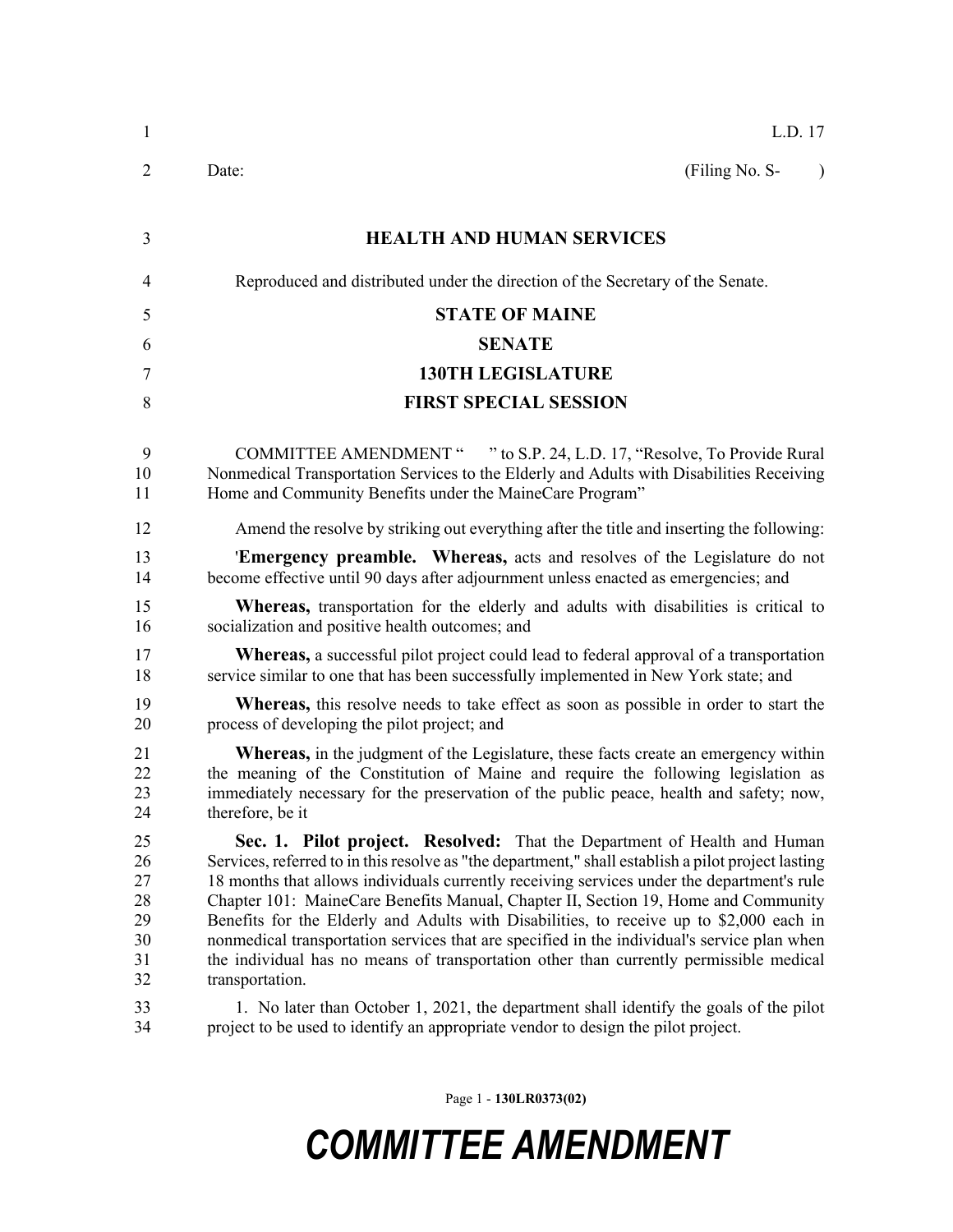L.D. 17

Date: (Filing No. S- )

**HEALTH AND HUMAN SERVICES**

Reproduced and distributed under the direction of the Secretary of the Senate.

**STATE OF MAINE**

**SENATE**

**130TH LEGISLATURE**

**FIRST SPECIAL SESSION**

COMMITTEE AMENDMENT " " to S.P. 24, L.D. 17, "Resolve, To Provide Rural Nonmedical Transportation Services to the Elderly and Adults with Disabilities Receiving Home and Community Benefits under the MaineCare Program"

Amend the resolve by striking out everything after the title and inserting the following:

'**Emergency preamble. Whereas,** acts and resolves of the Legislature do not become effective until 90 days after adjournment unless enacted as emergencies; and

**Whereas,** transportation for the elderly and adults with disabilities is critical to socialization and positive health outcomes; and

**Whereas,** a successful pilot project could lead to federal approval of a transportation service similar to one that has been successfully implemented in New York state; and

**Whereas,** this resolve needs to take effect as soon as possible in order to start the process of developing the pilot project; and

**Whereas,** in the judgment of the Legislature, these facts create an emergency within the meaning of the Constitution of Maine and require the following legislation as immediately necessary for the preservation of the public peace, health and safety; now, therefore, be it

**Sec. 1. Pilot project. Resolved:** That the Department of Health and Human Services, referred to in this resolve as "the department," shall establish a pilot project lasting 18 months that allows individuals currently receiving services under the department's rule Chapter 101: MaineCare Benefits Manual, Chapter II, Section 19, Home and Community Benefits for the Elderly and Adults with Disabilities, to receive up to $2,000 each in nonmedical transportation services that are specified in the individual's service plan when the individual has no means of transportation other than currently permissible medical transportation.

1. No later than October 1, 2021, the department shall identify the goals of the pilot project to be used to identify an appropriate vendor to design the pilot project.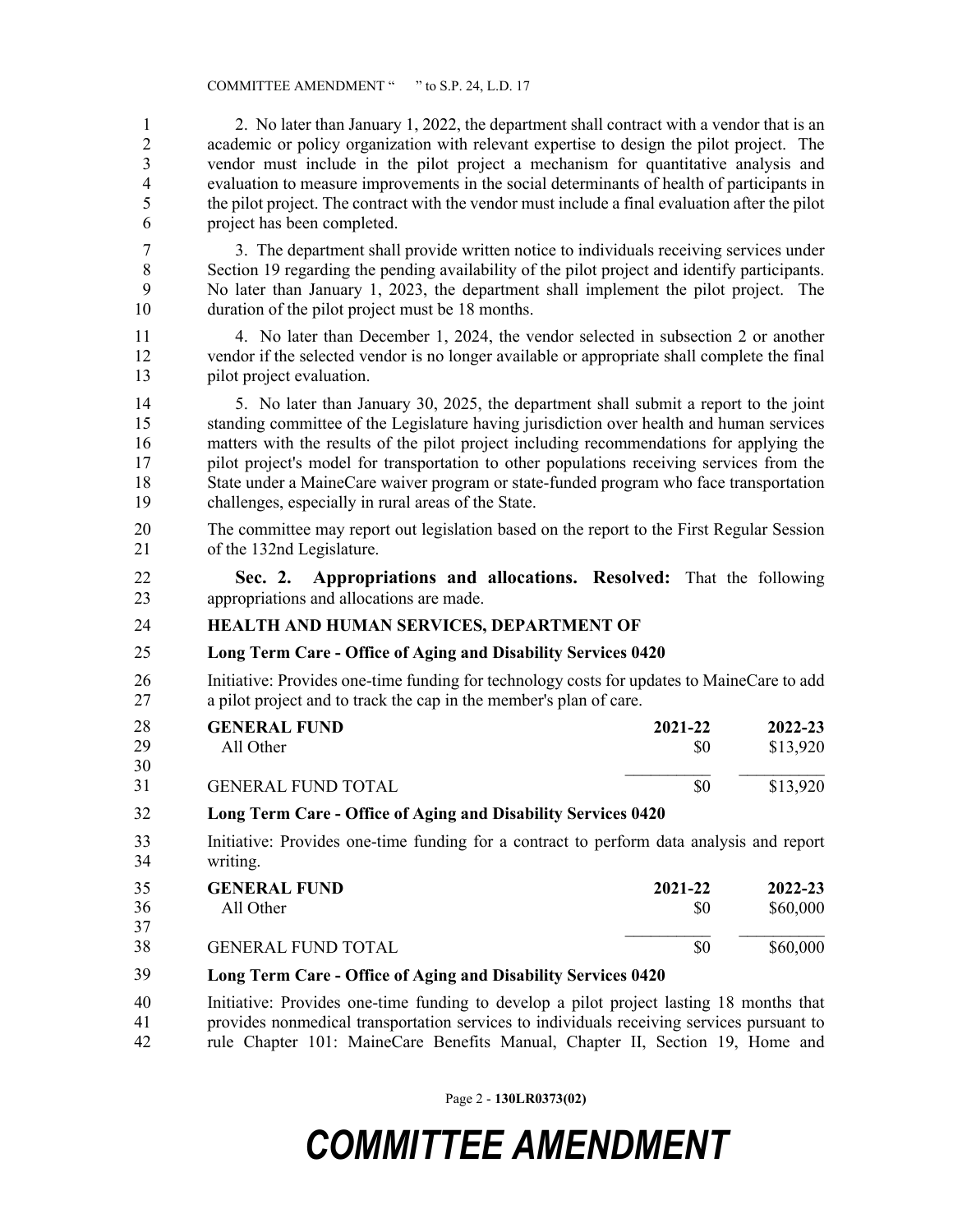2. No later than January 1, 2022, the department shall contract with a vendor that is an academic or policy organization with relevant expertise to design the pilot project. The vendor must include in the pilot project a mechanism for quantitative analysis and evaluation to measure improvements in the social determinants of health of participants in the pilot project. The contract with the vendor must include a final evaluation after the pilot project has been completed.

3. The department shall provide written notice to individuals receiving services under Section 19 regarding the pending availability of the pilot project and identify participants. No later than January 1, 2023, the department shall implement the pilot project. The duration of the pilot project must be 18 months.

4. No later than December 1, 2024, the vendor selected in subsection 2 or another vendor if the selected vendor is no longer available or appropriate shall complete the final pilot project evaluation.

5. No later than January 30, 2025, the department shall submit a report to the joint standing committee of the Legislature having jurisdiction over health and human services matters with the results of the pilot project including recommendations for applying the pilot project's model for transportation to other populations receiving services from the State under a MaineCare waiver program or state-funded program who face transportation challenges, especially in rural areas of the State.

The committee may report out legislation based on the report to the First Regular Session of the 132nd Legislature.

**Sec. 2. Appropriations and allocations. Resolved:** That the following appropriations and allocations are made.

**HEALTH AND HUMAN SERVICES, DEPARTMENT OF**

**Long Term Care - Office of Aging and Disability Services 0420**

Initiative: Provides one-time funding for technology costs for updates to MaineCare to add a pilot project and to track the cap in the member's plan of care.

| GENERAL FUND | 2021-22 | 2022-23 |
|---|---|---|
| All Other | $0 | $13,920 |
| GENERAL FUND TOTAL | $0 | $13,920 |

**Long Term Care - Office of Aging and Disability Services 0420**

Initiative: Provides one-time funding for a contract to perform data analysis and report writing.

| GENERAL FUND | 2021-22 | 2022-23 |
|---|---|---|
| All Other | $0 | $60,000 |
| GENERAL FUND TOTAL | $0 | $60,000 |

**Long Term Care - Office of Aging and Disability Services 0420**

Initiative: Provides one-time funding to develop a pilot project lasting 18 months that provides nonmedical transportation services to individuals receiving services pursuant to rule Chapter 101: MaineCare Benefits Manual, Chapter II, Section 19, Home and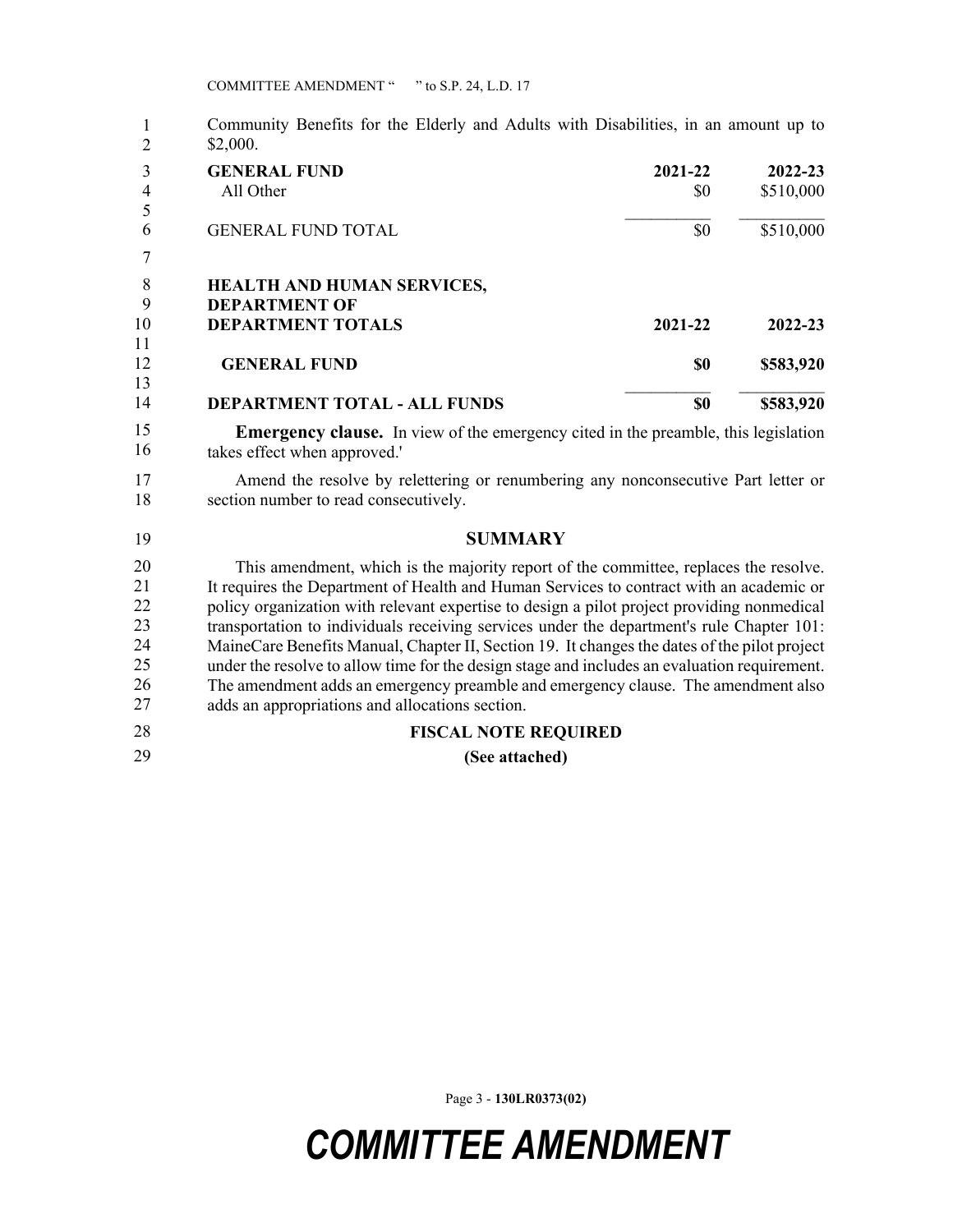Community Benefits for the Elderly and Adults with Disabilities, in an amount up to $2,000.

| GENERAL FUND | 2021-22 | 2022-23 |
|---|---|---|
| All Other | $0 | $510,000 |
| GENERAL FUND TOTAL | $0 | $510,000 |

| **HEALTH AND HUMAN SERVICES, DEPARTMENT OF DEPARTMENT TOTALS** | **2021-22** | **2022-23** |
|---|---|---|
| **GENERAL FUND** | **$0** | **$583,920** |
| **DEPARTMENT TOTAL - ALL FUNDS** | **$0** | **$583,920** |

**Emergency clause.** In view of the emergency cited in the preamble, this legislation takes effect when approved.'

Amend the resolve by relettering or renumbering any nonconsecutive Part letter or section number to read consecutively.

## SUMMARY

This amendment, which is the majority report of the committee, replaces the resolve. It requires the Department of Health and Human Services to contract with an academic or policy organization with relevant expertise to design a pilot project providing nonmedical transportation to individuals receiving services under the department's rule Chapter 101: MaineCare Benefits Manual, Chapter II, Section 19. It changes the dates of the pilot project under the resolve to allow time for the design stage and includes an evaluation requirement. The amendment adds an emergency preamble and emergency clause. The amendment also adds an appropriations and allocations section.

**FISCAL NOTE REQUIRED**

**(See attached)**